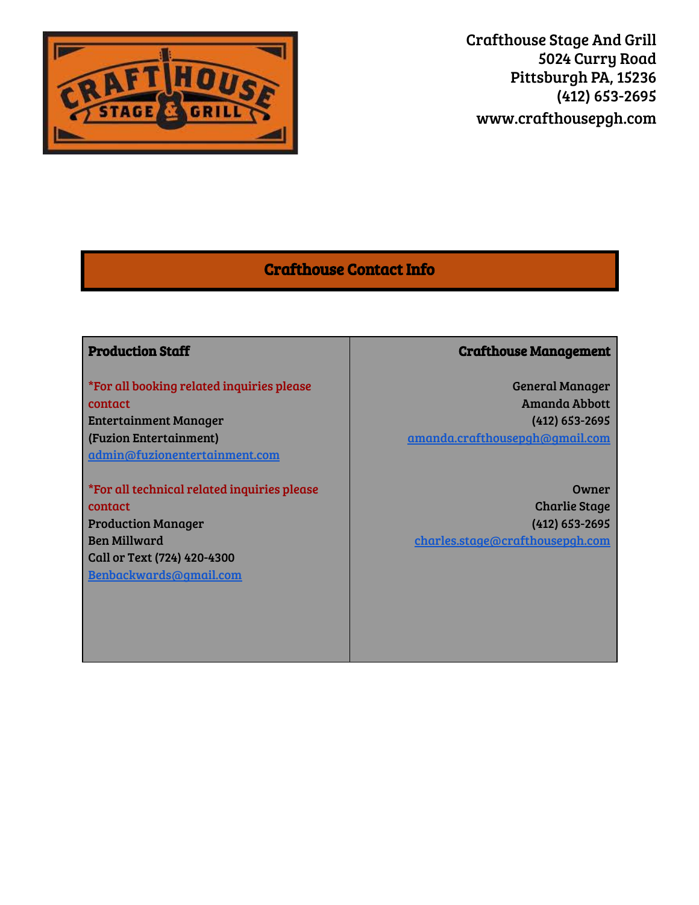Crafthouse Stage And Grill
5024 Curry Road
Pittsburgh PA, 15236
(412) 653-2695
www.crafthousepgh.com

## Crafthouse Contact Info

| Production Staff | Crafthouse Management |
|---|---|
| *For all booking related inquiries please contact<br>Entertainment Manager<br>(Fuzion Entertainment)<br>admin@fuzionentertainment.com<br><br>*For all technical related inquiries please contact<br>Production Manager<br>Ben Millward<br>Call or Text (724) 420-4300<br>Benbackwards@gmail.com | General Manager<br>Amanda Abbott<br>(412) 653-2695<br>amanda.crafthousepgh@gmail.com<br><br>Owner<br>Charlie Stage<br>(412) 653-2695<br>charles.stage@crafthousepgh.com |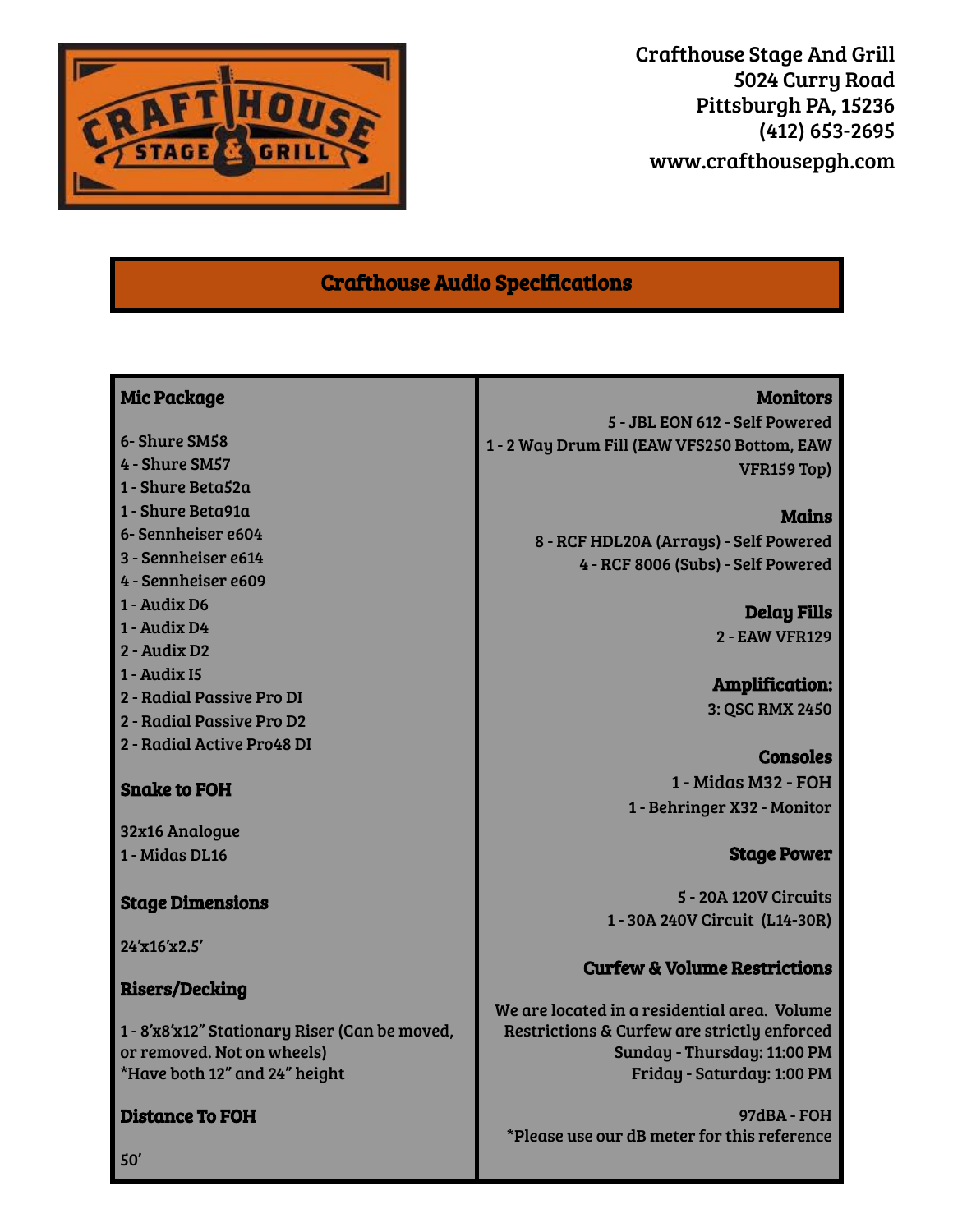Crafthouse Stage And Grill
5024 Curry Road
Pittsburgh PA, 15236
(412) 653-2695
www.crafthousepgh.com

# Crafthouse Audio Specifications

## Mic Package

6- Shure SM58
4 - Shure SM57
1 - Shure Beta52a
1 - Shure Beta91a
6- Sennheiser e604
3 - Sennheiser e614
4 - Sennheiser e609
1 - Audix D6
1 - Audix D4
2 - Audix D2
1 - Audix I5
2 - Radial Passive Pro DI
2 - Radial Passive Pro D2
2 - Radial Active Pro48 DI

## Snake to FOH

32x16 Analogue
1 - Midas DL16

## Stage Dimensions

24'x16'x2.5'

## Risers/Decking

1 - 8'x8'x12" Stationary Riser (Can be moved, or removed. Not on wheels)
*Have both 12" and 24" height

## Distance To FOH

50'

## Monitors

5 - JBL EON 612 - Self Powered
1 - 2 Way Drum Fill (EAW VFS250 Bottom, EAW VFR159 Top)

## Mains

8 - RCF HDL20A (Arrays) - Self Powered
4 - RCF 8006 (Subs) - Self Powered

## Delay Fills

2 - EAW VFR129

## Amplification:

3: QSC RMX 2450

## Consoles

1 - Midas M32 - FOH
1 - Behringer X32 - Monitor

## Stage Power

5 - 20A 120V Circuits
1 - 30A 240V Circuit (L14-30R)

## Curfew & Volume Restrictions

We are located in a residential area. Volume Restrictions & Curfew are strictly enforced
Sunday - Thursday: 11:00 PM
Friday - Saturday: 1:00 PM

97dBA - FOH
*Please use our dB meter for this reference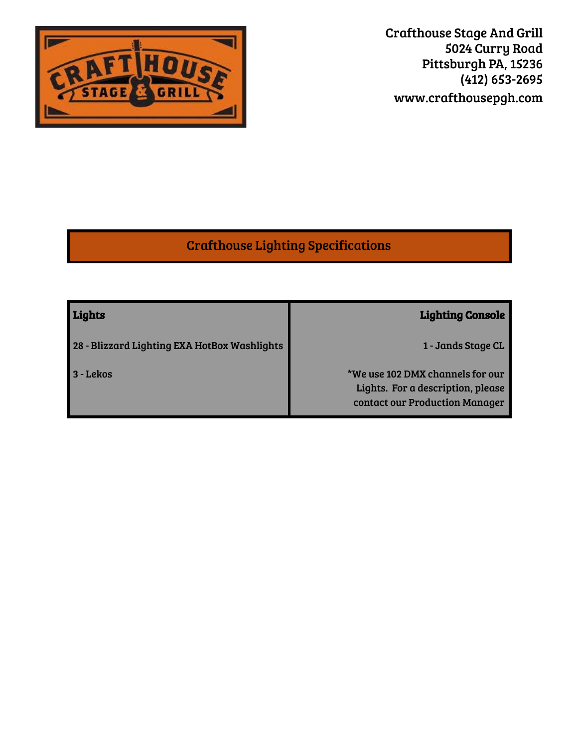Crafthouse Stage And Grill
5024 Curry Road
Pittsburgh PA, 15236
(412) 653-2695
www.crafthousepgh.com

## Crafthouse Lighting Specifications

| **Lights** | **Lighting Console** |
|---|---|
| 28 - Blizzard Lighting EXA HotBox Washlights | 1 - Jands Stage CL |
| 3 - Lekos | *We use 102 DMX channels for our Lights. For a description, please contact our Production Manager |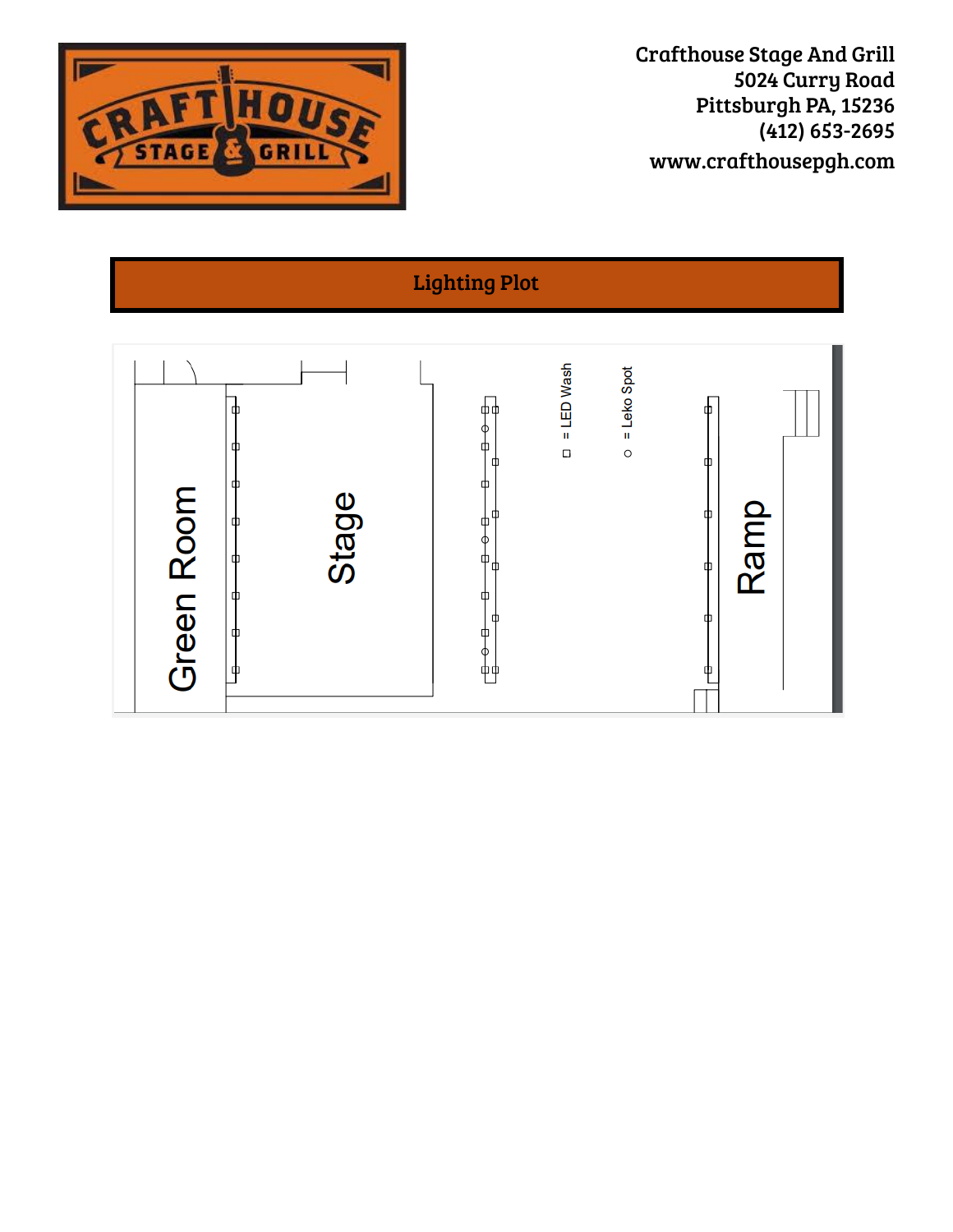Crafthouse Stage And Grill
5024 Curry Road
Pittsburgh PA, 15236
(412) 653-2695
www.crafthousepgh.com

## Lighting Plot

Green Room

Stage

□ = LED Wash

○ = Leko Spot

Ramp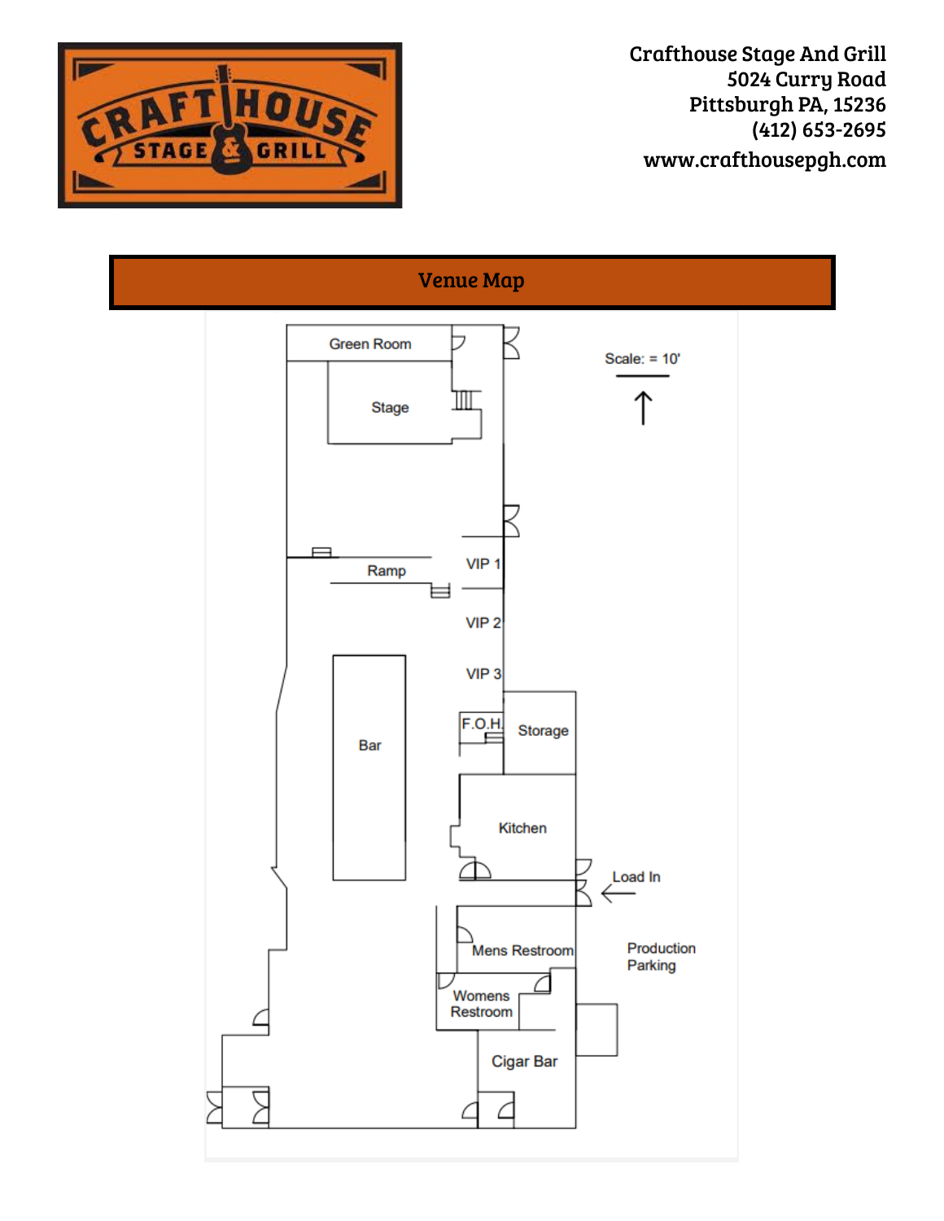Crafthouse Stage And Grill
5024 Curry Road
Pittsburgh PA, 15236
(412) 653-2695
www.crafthousepgh.com

## Venue Map

Green Room

Stage

Scale: = 10'

Ramp

VIP 1

VIP 2

VIP 3

F.O.H.

Storage

Bar

Kitchen

Load In

Mens Restroom

Production Parking

Womens Restroom

Cigar Bar